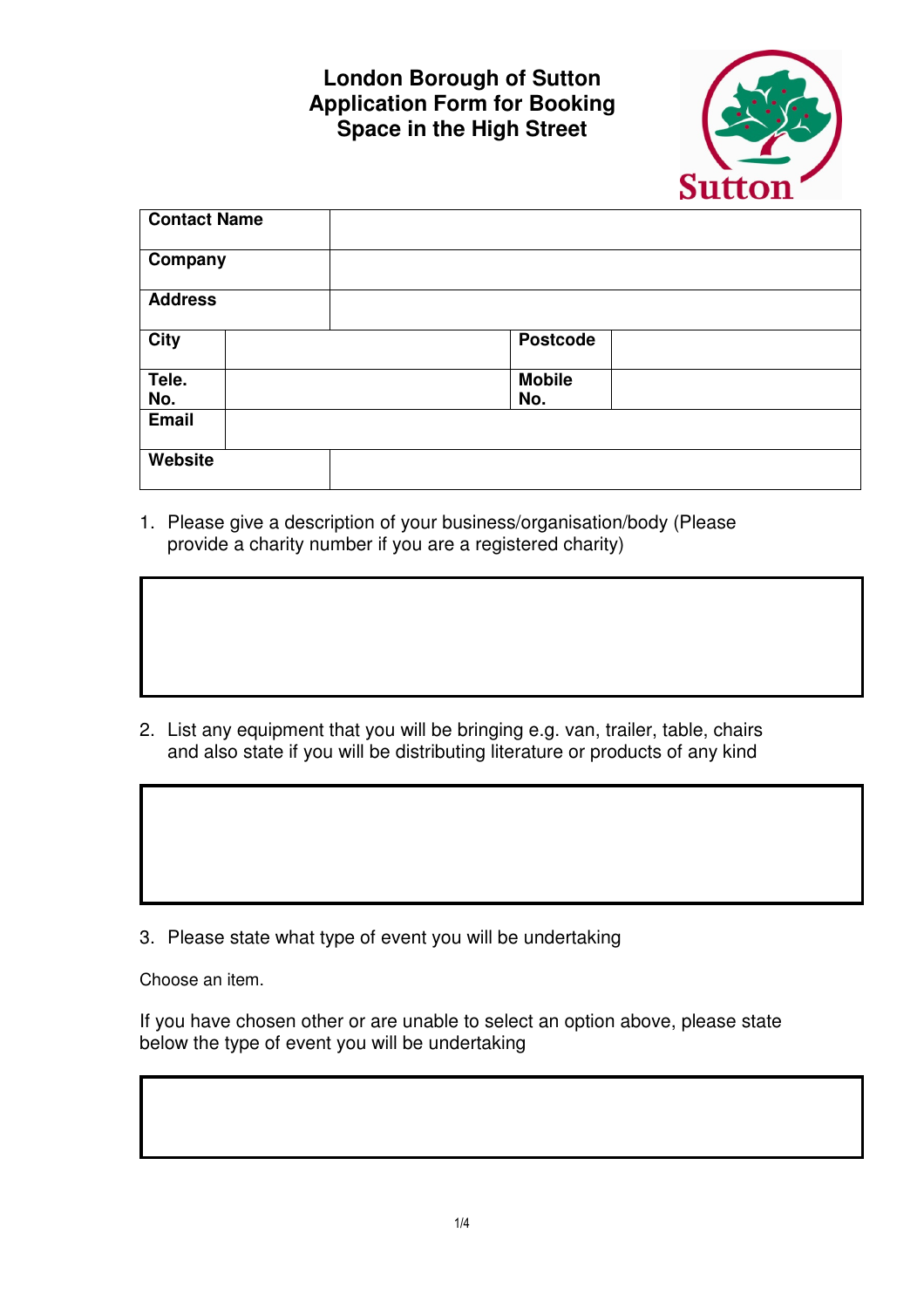# London Borough of Sutton Application Form for Booking Space in the High Street

| **Contact Name** | | | |
|---|---|---|---|
| **Company** | | | |
| **Address** | | | |
| **City** | | **Postcode** | |
| **Tele. No.** | | **Mobile No.** | |
| **Email** | | | |
| **Website** | | | |

1. Please give a description of your business/organisation/body (Please provide a charity number if you are a registered charity)

2. List any equipment that you will be bringing e.g. van, trailer, table, chairs and also state if you will be distributing literature or products of any kind

3. Please state what type of event you will be undertaking

Choose an item.

If you have chosen other or are unable to select an option above, please state below the type of event you will be undertaking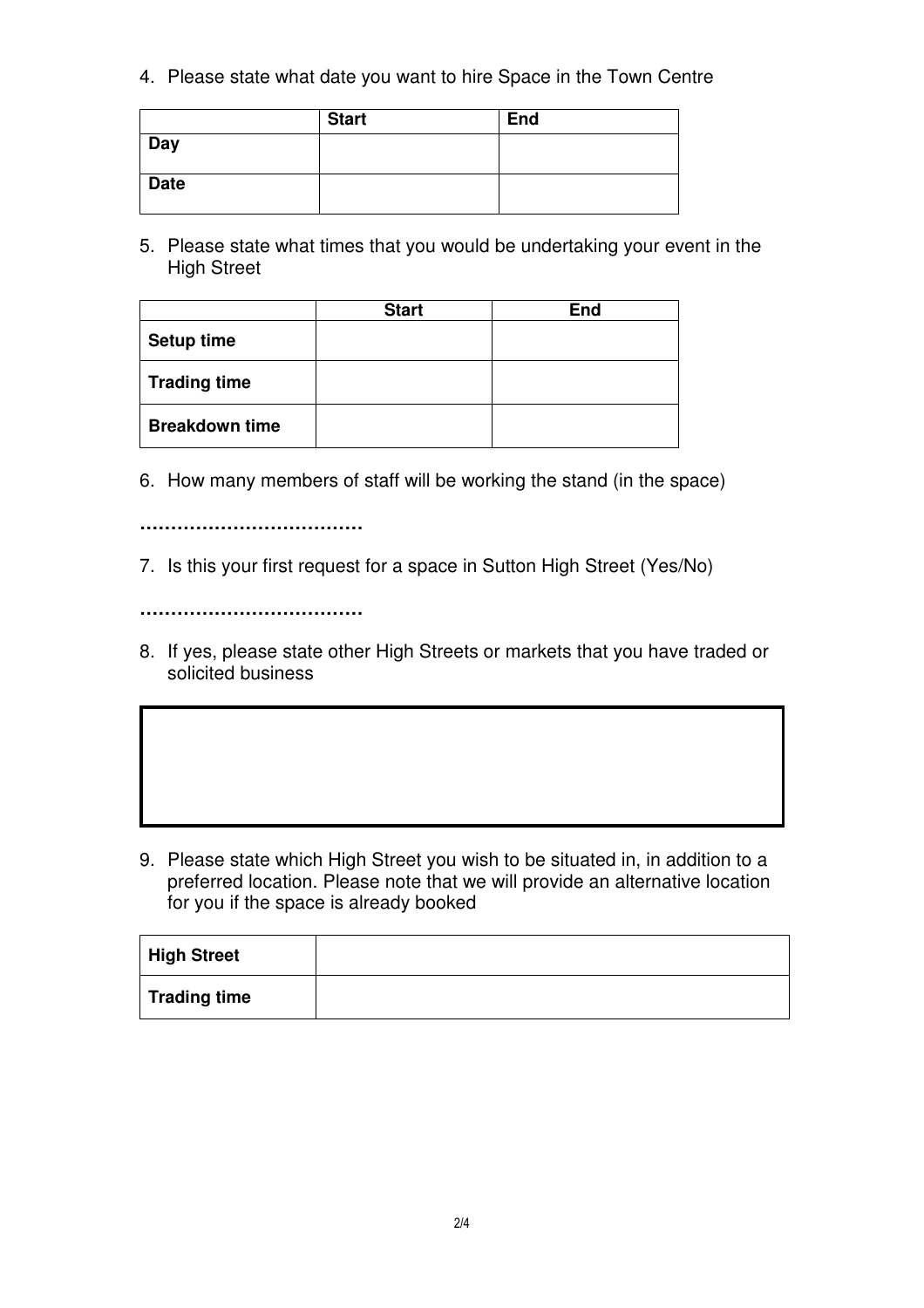4. Please state what date you want to hire Space in the Town Centre

| | Start | End |
|---|---|---|
| **Day** | | |
| **Date** | | |

5. Please state what times that you would be undertaking your event in the High Street

| | Start | End |
|---|---|---|
| **Setup time** | | |
| **Trading time** | | |
| **Breakdown time** | | |

6. How many members of staff will be working the stand (in the space)

………………………………

7. Is this your first request for a space in Sutton High Street (Yes/No)

………………………………

8. If yes, please state other High Streets or markets that you have traded or solicited business

| |
|---|
| |

9. Please state which High Street you wish to be situated in, in addition to a preferred location. Please note that we will provide an alternative location for you if the space is already booked

| | |
|---|---|
| **High Street** | |
| **Trading time** | |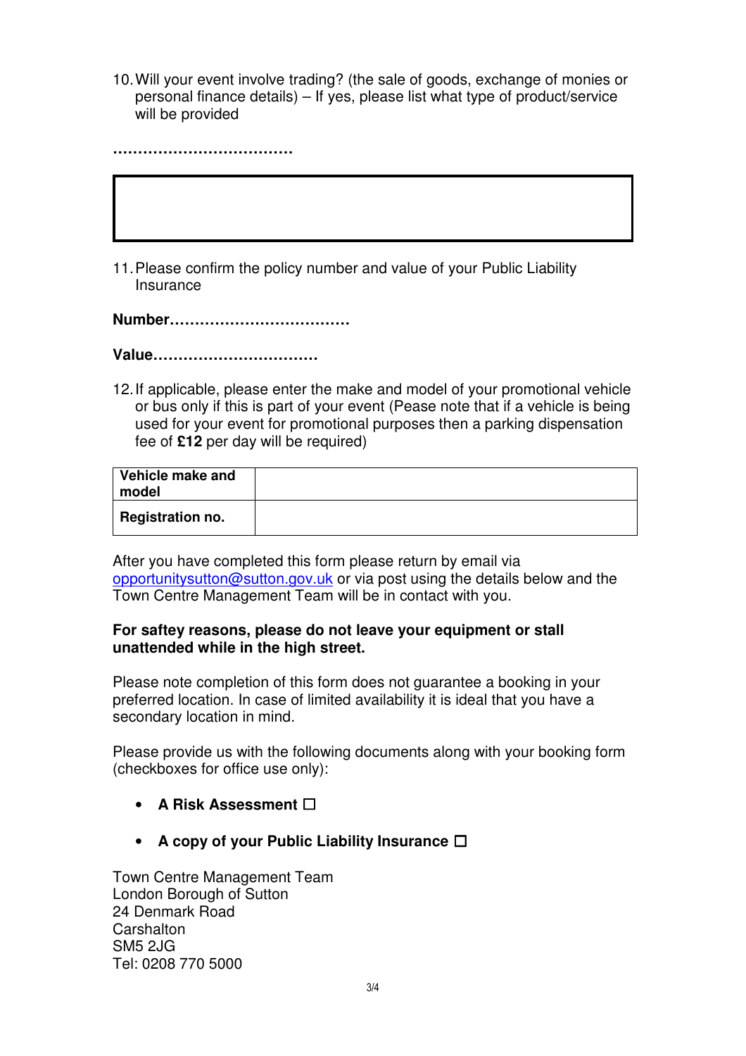10. Will your event involve trading? (the sale of goods, exchange of monies or personal finance details) – If yes, please list what type of product/service will be provided

**………………………………**

| |
|---|
| |

11. Please confirm the policy number and value of your Public Liability Insurance

**Number………………………………**

**Value……………………………**

12. If applicable, please enter the make and model of your promotional vehicle or bus only if this is part of your event (Pease note that if a vehicle is being used for your event for promotional purposes then a parking dispensation fee of **£12** per day will be required)

| **Vehicle make and model** | |
|---|---|
| **Registration no.** | |

After you have completed this form please return by email via opportunitysutton@sutton.gov.uk or via post using the details below and the Town Centre Management Team will be in contact with you.

**For saftey reasons, please do not leave your equipment or stall unattended while in the high street.**

Please note completion of this form does not guarantee a booking in your preferred location. In case of limited availability it is ideal that you have a secondary location in mind.

Please provide us with the following documents along with your booking form (checkboxes for office use only):

- **A Risk Assessment** ☐
- **A copy of your Public Liability Insurance** ☐

Town Centre Management Team
London Borough of Sutton
24 Denmark Road
Carshalton
SM5 2JG
Tel: 0208 770 5000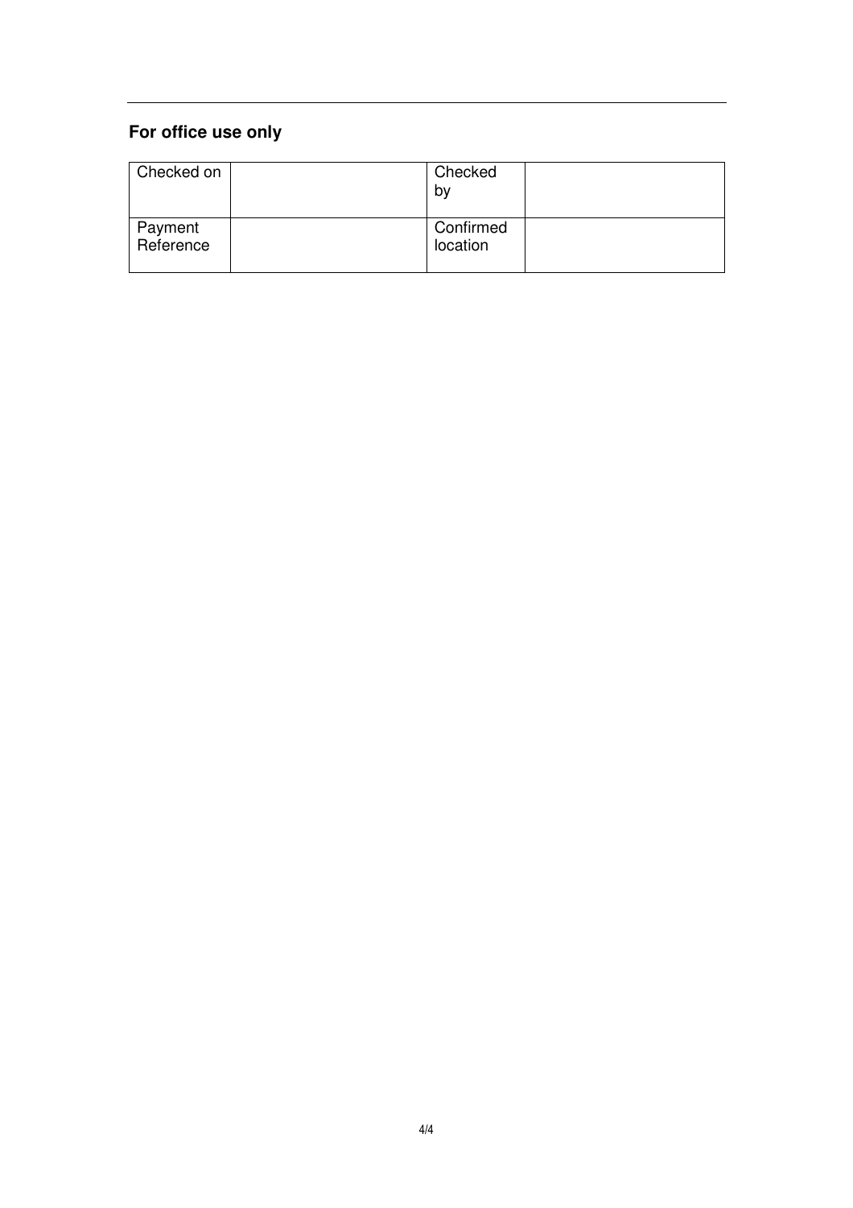---

## For office use only

| | | | |
|---|---|---|---|
| Checked on | | Checked by | |
| Payment Reference | | Confirmed location | |